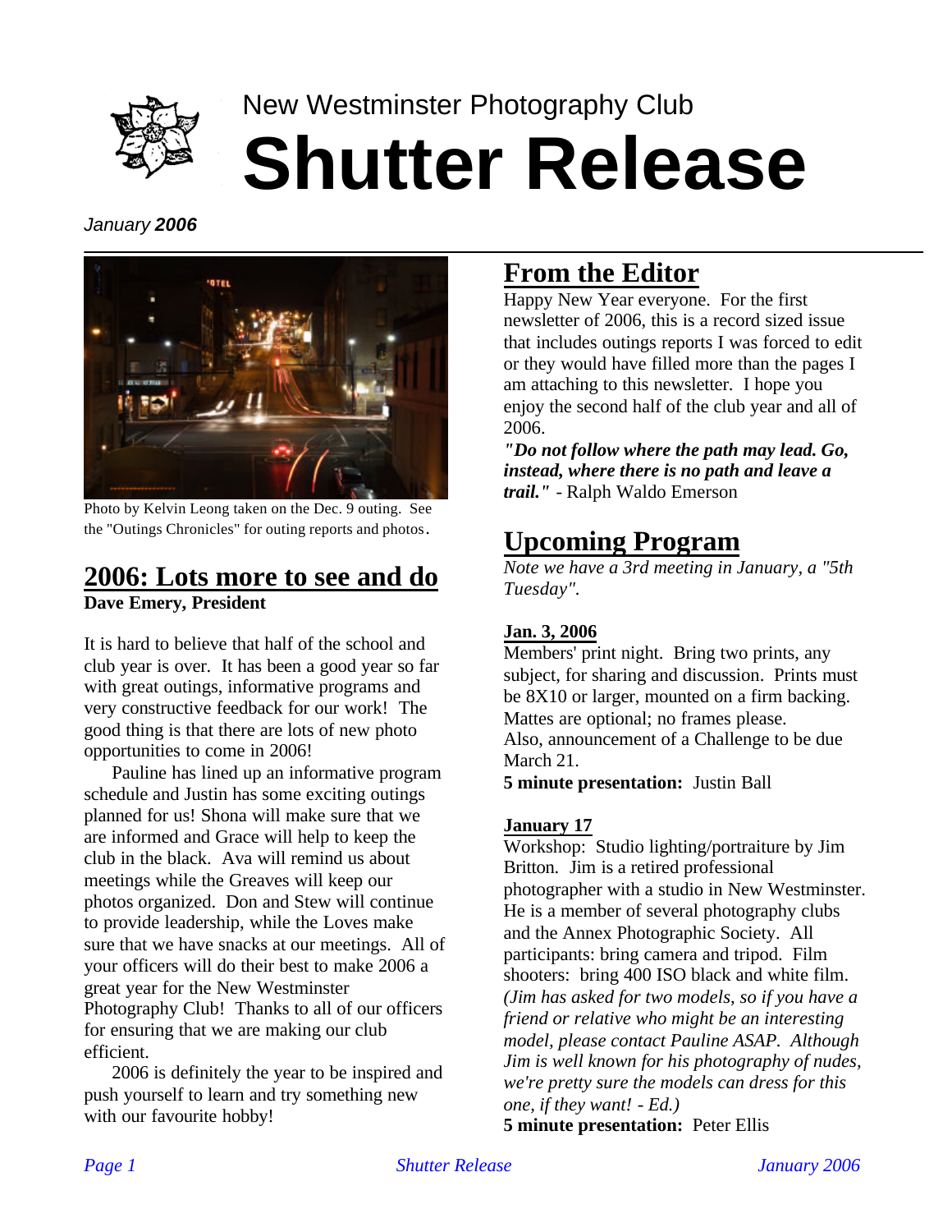New Westminster Photography Club

# Shutter Release

*January* ***2006***

Photo by Kelvin Leong taken on the Dec. 9 outing. See the "Outings Chronicles" for outing reports and photos.

## 2006: Lots more to see and do

**Dave Emery, President**

It is hard to believe that half of the school and club year is over. It has been a good year so far with great outings, informative programs and very constructive feedback for our work! The good thing is that there are lots of new photo opportunities to come in 2006!

Pauline has lined up an informative program schedule and Justin has some exciting outings planned for us! Shona will make sure that we are informed and Grace will help to keep the club in the black. Ava will remind us about meetings while the Greaves will keep our photos organized. Don and Stew will continue to provide leadership, while the Loves make sure that we have snacks at our meetings. All of your officers will do their best to make 2006 a great year for the New Westminster Photography Club! Thanks to all of our officers for ensuring that we are making our club efficient.

2006 is definitely the year to be inspired and push yourself to learn and try something new with our favourite hobby!

## From the Editor

Happy New Year everyone. For the first newsletter of 2006, this is a record sized issue that includes outings reports I was forced to edit or they would have filled more than the pages I am attaching to this newsletter. I hope you enjoy the second half of the club year and all of 2006.

***"Do not follow where the path may lead. Go, instead, where there is no path and leave a trail."*** - Ralph Waldo Emerson

## Upcoming Program

*Note we have a 3rd meeting in January, a "5th Tuesday".*

**Jan. 3, 2006**

Members' print night. Bring two prints, any subject, for sharing and discussion. Prints must be 8X10 or larger, mounted on a firm backing. Mattes are optional; no frames please.
Also, announcement of a Challenge to be due March 21.

**5 minute presentation:** Justin Ball

**January 17**

Workshop: Studio lighting/portraiture by Jim Britton. Jim is a retired professional photographer with a studio in New Westminster. He is a member of several photography clubs and the Annex Photographic Society. All participants: bring camera and tripod. Film shooters: bring 400 ISO black and white film. *(Jim has asked for two models, so if you have a friend or relative who might be an interesting model, please contact Pauline ASAP. Although Jim is well known for his photography of nudes, we're pretty sure the models can dress for this one, if they want! - Ed.)*

**5 minute presentation:** Peter Ellis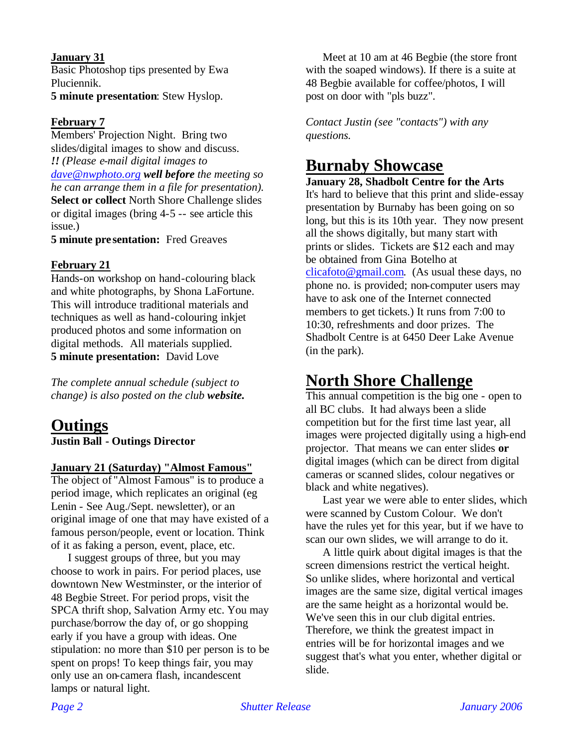**January 31**
Basic Photoshop tips presented by Ewa Pluciennik.
**5 minute presentation**: Stew Hyslop.

**February 7**
Members' Projection Night. Bring two slides/digital images to show and discuss. ***!!*** *(Please e-mail digital images to [dave@nwphoto.org](mailto:dave@nwphoto.org)* ***well before*** *the meeting so he can arrange them in a file for presentation).*
**Select or collect** North Shore Challenge slides or digital images (bring 4-5 -- see article this issue.)
**5 minute presentation:** Fred Greaves

**February 21**
Hands-on workshop on hand-colouring black and white photographs, by Shona LaFortune. This will introduce traditional materials and techniques as well as hand-colouring inkjet produced photos and some information on digital methods. All materials supplied.
**5 minute presentation:** David Love

*The complete annual schedule (subject to change) is also posted on the club* ***website.***

# Outings

**Justin Ball - Outings Director**

**January 21 (Saturday) "Almost Famous"**
The object of "Almost Famous" is to produce a period image, which replicates an original (eg Lenin - See Aug./Sept. newsletter), or an original image of one that may have existed of a famous person/people, event or location. Think of it as faking a person, event, place, etc.

I suggest groups of three, but you may choose to work in pairs. For period places, use downtown New Westminster, or the interior of 48 Begbie Street. For period props, visit the SPCA thrift shop, Salvation Army etc. You may purchase/borrow the day of, or go shopping early if you have a group with ideas. One stipulation: no more than $10 per person is to be spent on props! To keep things fair, you may only use an on-camera flash, incandescent lamps or natural light.

Meet at 10 am at 46 Begbie (the store front with the soaped windows). If there is a suite at 48 Begbie available for coffee/photos, I will post on door with "pls buzz".

*Contact Justin (see "contacts") with any questions.*

# Burnaby Showcase

**January 28, Shadbolt Centre for the Arts**
It's hard to believe that this print and slide-essay presentation by Burnaby has been going on so long, but this is its 10th year. They now present all the shows digitally, but many start with prints or slides. Tickets are $12 each and may be obtained from Gina Botelho at [clicafoto@gmail.com](mailto:clicafoto@gmail.com). (As usual these days, no phone no. is provided; non-computer users may have to ask one of the Internet connected members to get tickets.) It runs from 7:00 to 10:30, refreshments and door prizes. The Shadbolt Centre is at 6450 Deer Lake Avenue (in the park).

# North Shore Challenge

This annual competition is the big one - open to all BC clubs. It had always been a slide competition but for the first time last year, all images were projected digitally using a high-end projector. That means we can enter slides **or** digital images (which can be direct from digital cameras or scanned slides, colour negatives or black and white negatives).

Last year we were able to enter slides, which were scanned by Custom Colour. We don't have the rules yet for this year, but if we have to scan our own slides, we will arrange to do it.

A little quirk about digital images is that the screen dimensions restrict the vertical height. So unlike slides, where horizontal and vertical images are the same size, digital vertical images are the same height as a horizontal would be. We've seen this in our club digital entries. Therefore, we think the greatest impact in entries will be for horizontal images and we suggest that's what you enter, whether digital or slide.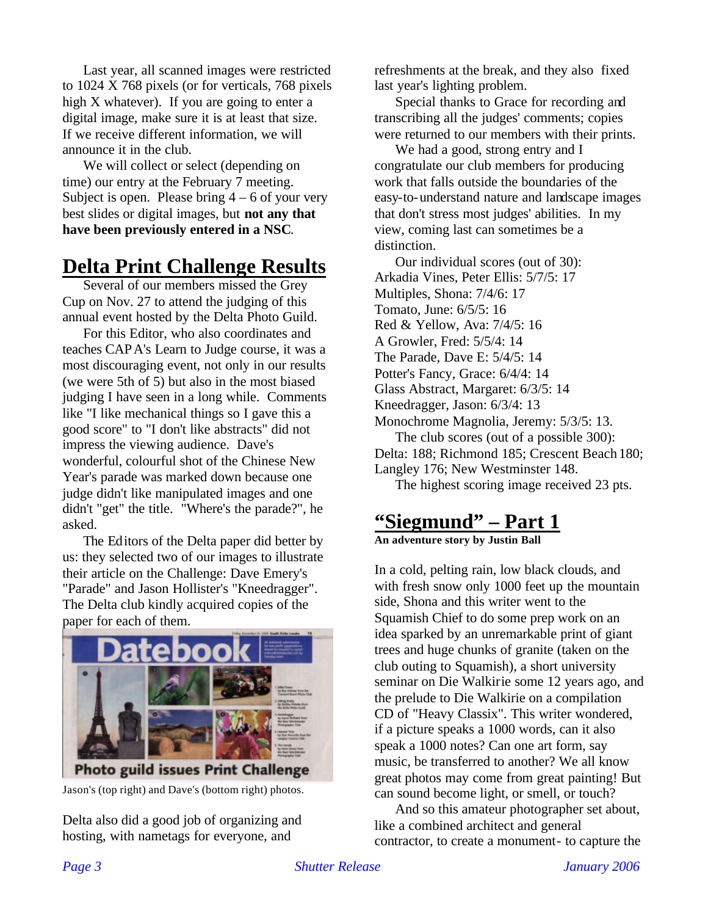Last year, all scanned images were restricted to 1024 X 768 pixels (or for verticals, 768 pixels high X whatever). If you are going to enter a digital image, make sure it is at least that size. If we receive different information, we will announce it in the club.

We will collect or select (depending on time) our entry at the February 7 meeting. Subject is open. Please bring 4 – 6 of your very best slides or digital images, but **not any that have been previously entered in a NSC**.

## Delta Print Challenge Results

Several of our members missed the Grey Cup on Nov. 27 to attend the judging of this annual event hosted by the Delta Photo Guild.

For this Editor, who also coordinates and teaches CAPA's Learn to Judge course, it was a most discouraging event, not only in our results (we were 5th of 5) but also in the most biased judging I have seen in a long while. Comments like "I like mechanical things so I gave this a good score" to "I don't like abstracts" did not impress the viewing audience. Dave's wonderful, colourful shot of the Chinese New Year's parade was marked down because one judge didn't like manipulated images and one didn't "get" the title. "Where's the parade?", he asked.

The Editors of the Delta paper did better by us: they selected two of our images to illustrate their article on the Challenge: Dave Emery's "Parade" and Jason Hollister's "Kneedragger". The Delta club kindly acquired copies of the paper for each of them.

Jason's (top right) and Dave's (bottom right) photos.

Delta also did a good job of organizing and hosting, with nametags for everyone, and refreshments at the break, and they also fixed last year's lighting problem.

Special thanks to Grace for recording and transcribing all the judges' comments; copies were returned to our members with their prints.

We had a good, strong entry and I congratulate our club members for producing work that falls outside the boundaries of the easy-to-understand nature and landscape images that don't stress most judges' abilities. In my view, coming last can sometimes be a distinction.

Our individual scores (out of 30):
Arkadia Vines, Peter Ellis: 5/7/5: 17
Multiples, Shona: 7/4/6: 17
Tomato, June: 6/5/5: 16
Red & Yellow, Ava: 7/4/5: 16
A Growler, Fred: 5/5/4: 14
The Parade, Dave E: 5/4/5: 14
Potter's Fancy, Grace: 6/4/4: 14
Glass Abstract, Margaret: 6/3/5: 14
Kneedragger, Jason: 6/3/4: 13
Monochrome Magnolia, Jeremy: 5/3/5: 13.

The club scores (out of a possible 300):
Delta: 188; Richmond 185; Crescent Beach 180; Langley 176; New Westminster 148.

The highest scoring image received 23 pts.

## "Siegmund" – Part 1

**An adventure story by Justin Ball**

In a cold, pelting rain, low black clouds, and with fresh snow only 1000 feet up the mountain side, Shona and this writer went to the Squamish Chief to do some prep work on an idea sparked by an unremarkable print of giant trees and huge chunks of granite (taken on the club outing to Squamish), a short university seminar on Die Walkirie some 12 years ago, and the prelude to Die Walkirie on a compilation CD of "Heavy Classix". This writer wondered, if a picture speaks a 1000 words, can it also speak a 1000 notes? Can one art form, say music, be transferred to another? We all know great photos may come from great painting! But can sound become light, or smell, or touch?

And so this amateur photographer set about, like a combined architect and general contractor, to create a monument- to capture the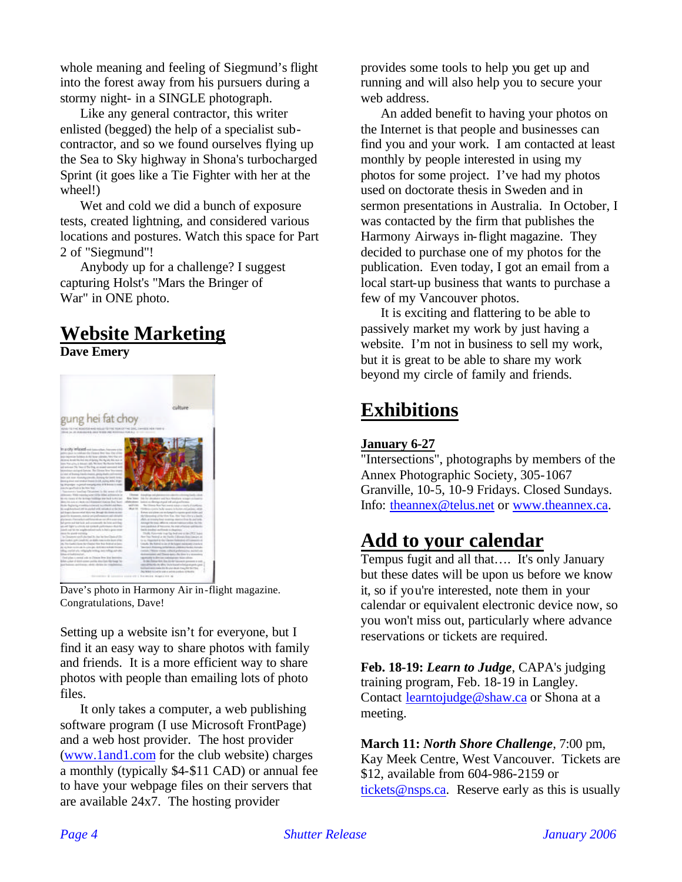whole meaning and feeling of Siegmund's flight into the forest away from his pursuers during a stormy night- in a SINGLE photograph.

Like any general contractor, this writer enlisted (begged) the help of a specialist sub-contractor, and so we found ourselves flying up the Sea to Sky highway in Shona's turbocharged Sprint (it goes like a Tie Fighter with her at the wheel!)

Wet and cold we did a bunch of exposure tests, created lightning, and considered various locations and postures. Watch this space for Part 2 of "Siegmund"!

Anybody up for a challenge? I suggest capturing Holst's "Mars the Bringer of War" in ONE photo.

## Website Marketing

**Dave Emery**

Dave's photo in Harmony Air in-flight magazine. Congratulations, Dave!

Setting up a website isn't for everyone, but I find it an easy way to share photos with family and friends. It is a more efficient way to share photos with people than emailing lots of photo files.

It only takes a computer, a web publishing software program (I use Microsoft FrontPage) and a web host provider. The host provider (www.1and1.com for the club website) charges a monthly (typically $4-$11 CAD) or annual fee to have your webpage files on their servers that are available 24x7. The hosting provider provides some tools to help you get up and running and will also help you to secure your web address.

An added benefit to having your photos on the Internet is that people and businesses can find you and your work. I am contacted at least monthly by people interested in using my photos for some project. I've had my photos used on doctorate thesis in Sweden and in sermon presentations in Australia. In October, I was contacted by the firm that publishes the Harmony Airways in-flight magazine. They decided to purchase one of my photos for the publication. Even today, I got an email from a local start-up business that wants to purchase a few of my Vancouver photos.

It is exciting and flattering to be able to passively market my work by just having a website. I'm not in business to sell my work, but it is great to be able to share my work beyond my circle of family and friends.

## Exhibitions

**January 6-27**

"Intersections", photographs by members of the Annex Photographic Society, 305-1067 Granville, 10-5, 10-9 Fridays. Closed Sundays. Info: theannex@telus.net or www.theannex.ca.

## Add to your calendar

Tempus fugit and all that…. It's only January but these dates will be upon us before we know it, so if you're interested, note them in your calendar or equivalent electronic device now, so you won't miss out, particularly where advance reservations or tickets are required.

**Feb. 18-19:** ***Learn to Judge***, CAPA's judging training program, Feb. 18-19 in Langley. Contact learntojudge@shaw.ca or Shona at a meeting.

**March 11:** ***North Shore Challenge***, 7:00 pm, Kay Meek Centre, West Vancouver. Tickets are $12, available from 604-986-2159 or tickets@nsps.ca. Reserve early as this is usually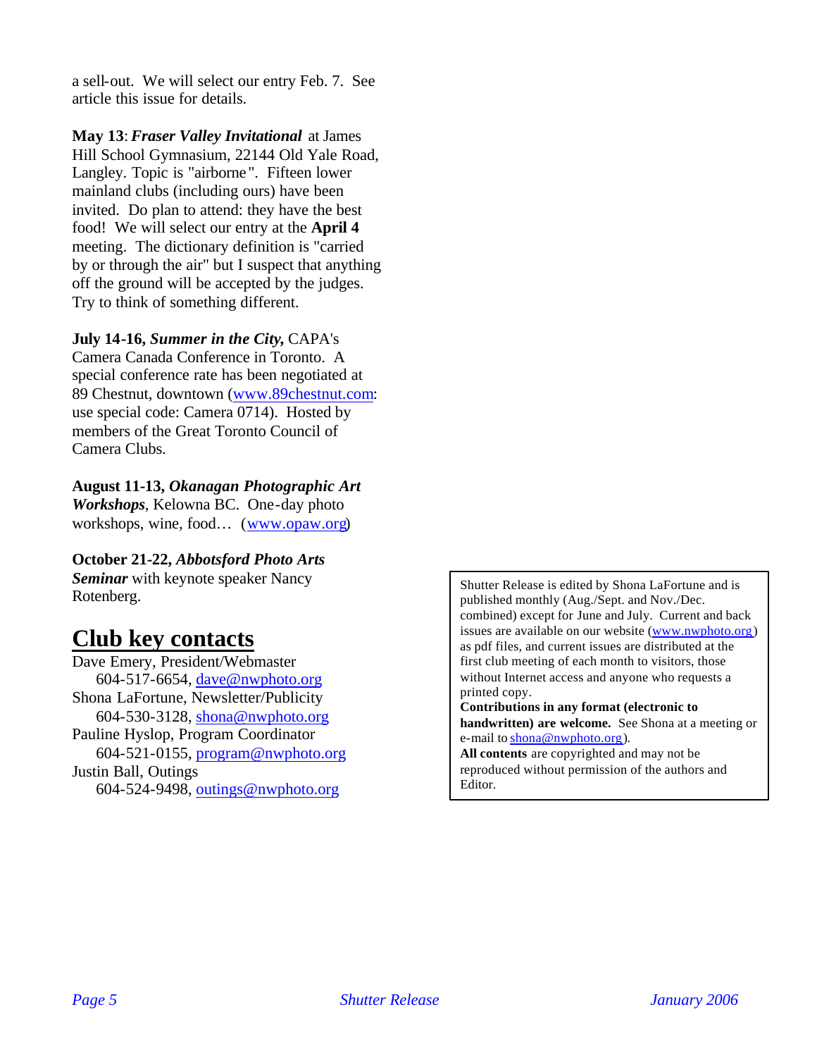a sell-out. We will select our entry Feb. 7. See article this issue for details.

**May 13**: ***Fraser Valley Invitational*** at James Hill School Gymnasium, 22144 Old Yale Road, Langley. Topic is "airborne". Fifteen lower mainland clubs (including ours) have been invited. Do plan to attend: they have the best food! We will select our entry at the **April 4** meeting. The dictionary definition is "carried by or through the air" but I suspect that anything off the ground will be accepted by the judges. Try to think of something different.

**July 14-16,** ***Summer in the City,*** CAPA's Camera Canada Conference in Toronto. A special conference rate has been negotiated at 89 Chestnut, downtown (www.89chestnut.com: use special code: Camera 0714). Hosted by members of the Great Toronto Council of Camera Clubs.

**August 11-13,** ***Okanagan Photographic Art Workshops***, Kelowna BC. One-day photo workshops, wine, food… (www.opaw.org)

**October 21-22,** ***Abbotsford Photo Arts Seminar*** with keynote speaker Nancy Rotenberg.

## Club key contacts

Dave Emery, President/Webmaster
604-517-6654, dave@nwphoto.org
Shona LaFortune, Newsletter/Publicity
604-530-3128, shona@nwphoto.org
Pauline Hyslop, Program Coordinator
604-521-0155, program@nwphoto.org
Justin Ball, Outings
604-524-9498, outings@nwphoto.org

Shutter Release is edited by Shona LaFortune and is published monthly (Aug./Sept. and Nov./Dec. combined) except for June and July. Current and back issues are available on our website (www.nwphoto.org) as pdf files, and current issues are distributed at the first club meeting of each month to visitors, those without Internet access and anyone who requests a printed copy.
**Contributions in any format (electronic to handwritten) are welcome.** See Shona at a meeting or e-mail to shona@nwphoto.org).
**All contents** are copyrighted and may not be reproduced without permission of the authors and Editor.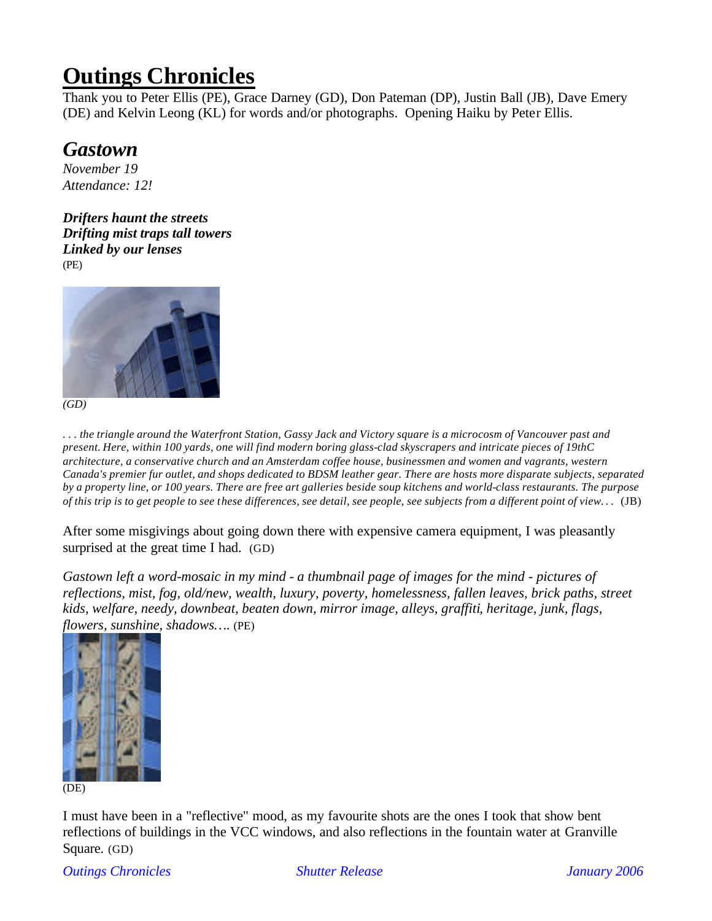# Outings Chronicles

Thank you to Peter Ellis (PE), Grace Darney (GD), Don Pateman (DP), Justin Ball (JB), Dave Emery (DE) and Kelvin Leong (KL) for words and/or photographs. Opening Haiku by Peter Ellis.

## *Gastown*

*November 19*
*Attendance: 12!*

***Drifters haunt the streets***
***Drifting mist traps tall towers***
***Linked by our lenses***
(PE)

*(GD)*

*. . . the triangle around the Waterfront Station, Gassy Jack and Victory square is a microcosm of Vancouver past and present. Here, within 100 yards, one will find modern boring glass-clad skyscrapers and intricate pieces of 19thC architecture, a conservative church and an Amsterdam coffee house, businessmen and women and vagrants, western Canada's premier fur outlet, and shops dedicated to BDSM leather gear. There are hosts more disparate subjects, separated by a property line, or 100 years. There are free art galleries beside soup kitchens and world-class restaurants. The purpose of this trip is to get people to see these differences, see detail, see people, see subjects from a different point of view. . .* (JB)

After some misgivings about going down there with expensive camera equipment, I was pleasantly surprised at the great time I had. (GD)

*Gastown left a word-mosaic in my mind - a thumbnail page of images for the mind - pictures of reflections, mist, fog, old/new, wealth, luxury, poverty, homelessness, fallen leaves, brick paths, street kids, welfare, needy, downbeat, beaten down, mirror image, alleys, graffiti, heritage, junk, flags, flowers, sunshine, shadows….* (PE)

(DE)

I must have been in a "reflective" mood, as my favourite shots are the ones I took that show bent reflections of buildings in the VCC windows, and also reflections in the fountain water at Granville Square. (GD)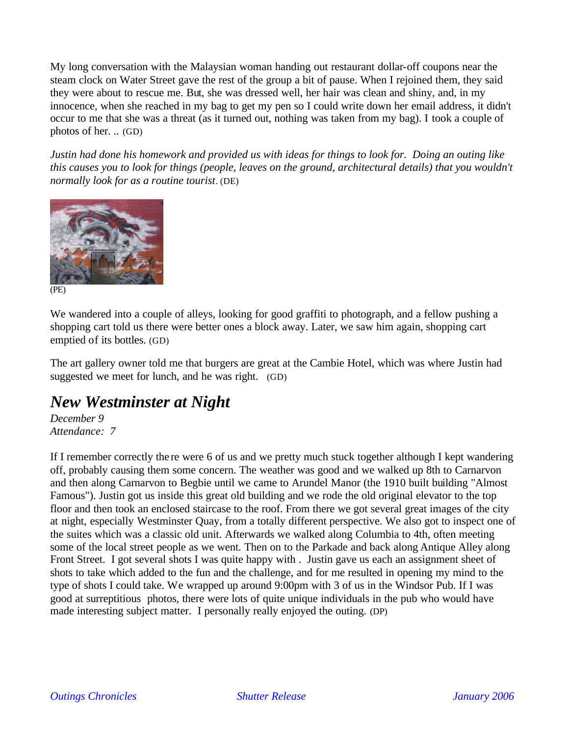My long conversation with the Malaysian woman handing out restaurant dollar-off coupons near the steam clock on Water Street gave the rest of the group a bit of pause. When I rejoined them, they said they were about to rescue me. But, she was dressed well, her hair was clean and shiny, and, in my innocence, when she reached in my bag to get my pen so I could write down her email address, it didn't occur to me that she was a threat (as it turned out, nothing was taken from my bag). I took a couple of photos of her. .. (GD)

*Justin had done his homework and provided us with ideas for things to look for. Doing an outing like this causes you to look for things (people, leaves on the ground, architectural details) that you wouldn't normally look for as a routine tourist*. (DE)

(PE)

We wandered into a couple of alleys, looking for good graffiti to photograph, and a fellow pushing a shopping cart told us there were better ones a block away. Later, we saw him again, shopping cart emptied of its bottles. (GD)

The art gallery owner told me that burgers are great at the Cambie Hotel, which was where Justin had suggested we meet for lunch, and he was right. (GD)

## *New Westminster at Night*

*December 9*
*Attendance: 7*

If I remember correctly there were 6 of us and we pretty much stuck together although I kept wandering off, probably causing them some concern. The weather was good and we walked up 8th to Carnarvon and then along Carnarvon to Begbie until we came to Arundel Manor (the 1910 built building "Almost Famous"). Justin got us inside this great old building and we rode the old original elevator to the top floor and then took an enclosed staircase to the roof. From there we got several great images of the city at night, especially Westminster Quay, from a totally different perspective. We also got to inspect one of the suites which was a classic old unit. Afterwards we walked along Columbia to 4th, often meeting some of the local street people as we went. Then on to the Parkade and back along Antique Alley along Front Street. I got several shots I was quite happy with . Justin gave us each an assignment sheet of shots to take which added to the fun and the challenge, and for me resulted in opening my mind to the type of shots I could take. We wrapped up around 9:00pm with 3 of us in the Windsor Pub. If I was good at surreptitious photos, there were lots of quite unique individuals in the pub who would have made interesting subject matter. I personally really enjoyed the outing. (DP)